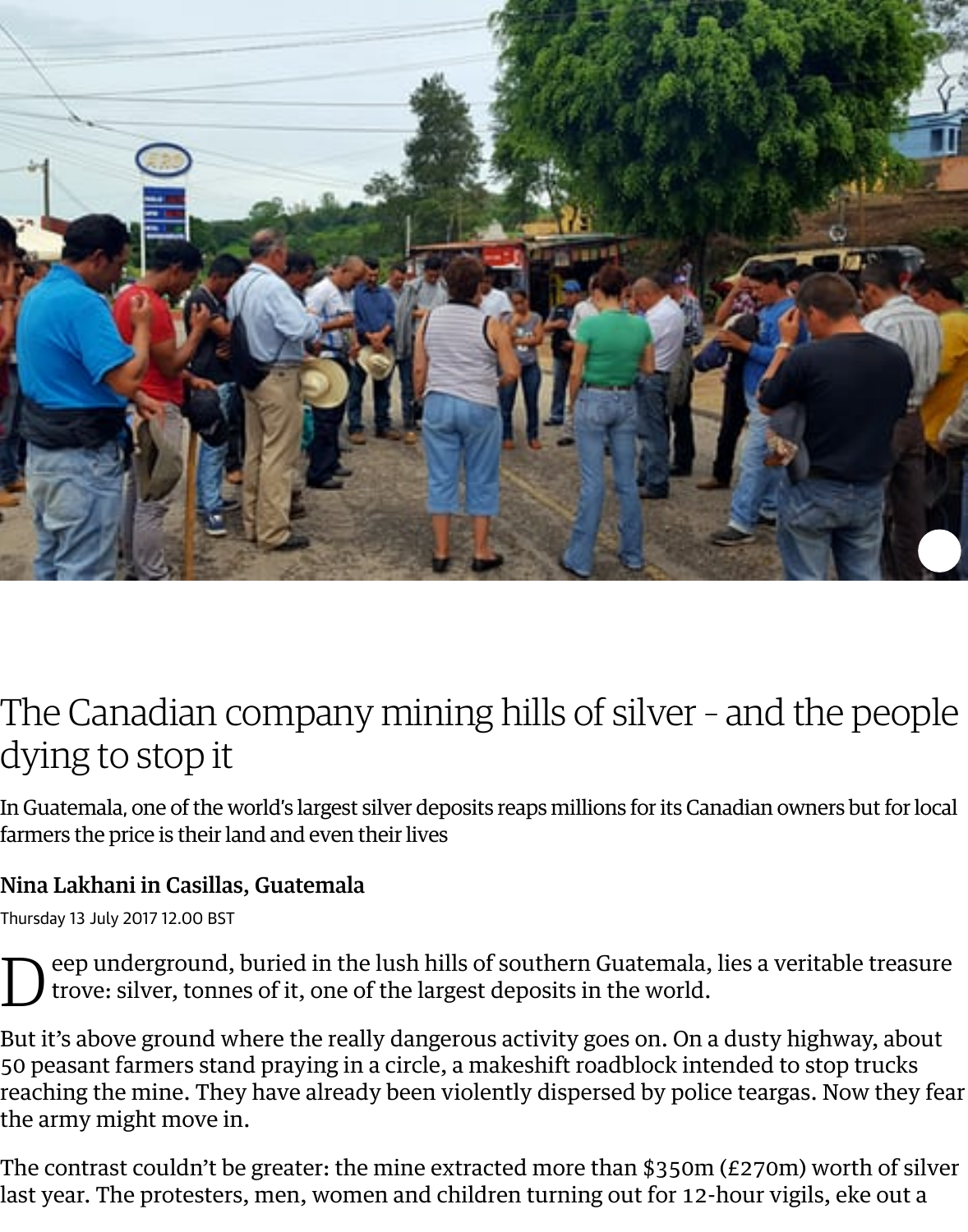# The Canadian company mining hills of silver – and the people dying to stop it

In Guatemala, one of the world's largest silver deposits reaps millions for its Canadian owners but for local farmers the price is their land and even their lives

**Nina Lakhani in Casillas, Guatemala**

Thursday 13 July 2017 12.00 BST

Deep underground, buried in the lush hills of southern Guatemala, lies a veritable treasure trove: silver, tonnes of it, one of the largest deposits in the world.

But it's above ground where the really dangerous activity goes on. On a dusty highway, about 50 peasant farmers stand praying in a circle, a makeshift roadblock intended to stop trucks reaching the mine. They have already been violently dispersed by police teargas. Now they fear the army might move in.

The contrast couldn't be greater: the mine extracted more than $350m (£270m) worth of silver last year. The protesters, men, women and children turning out for 12-hour vigils, eke out a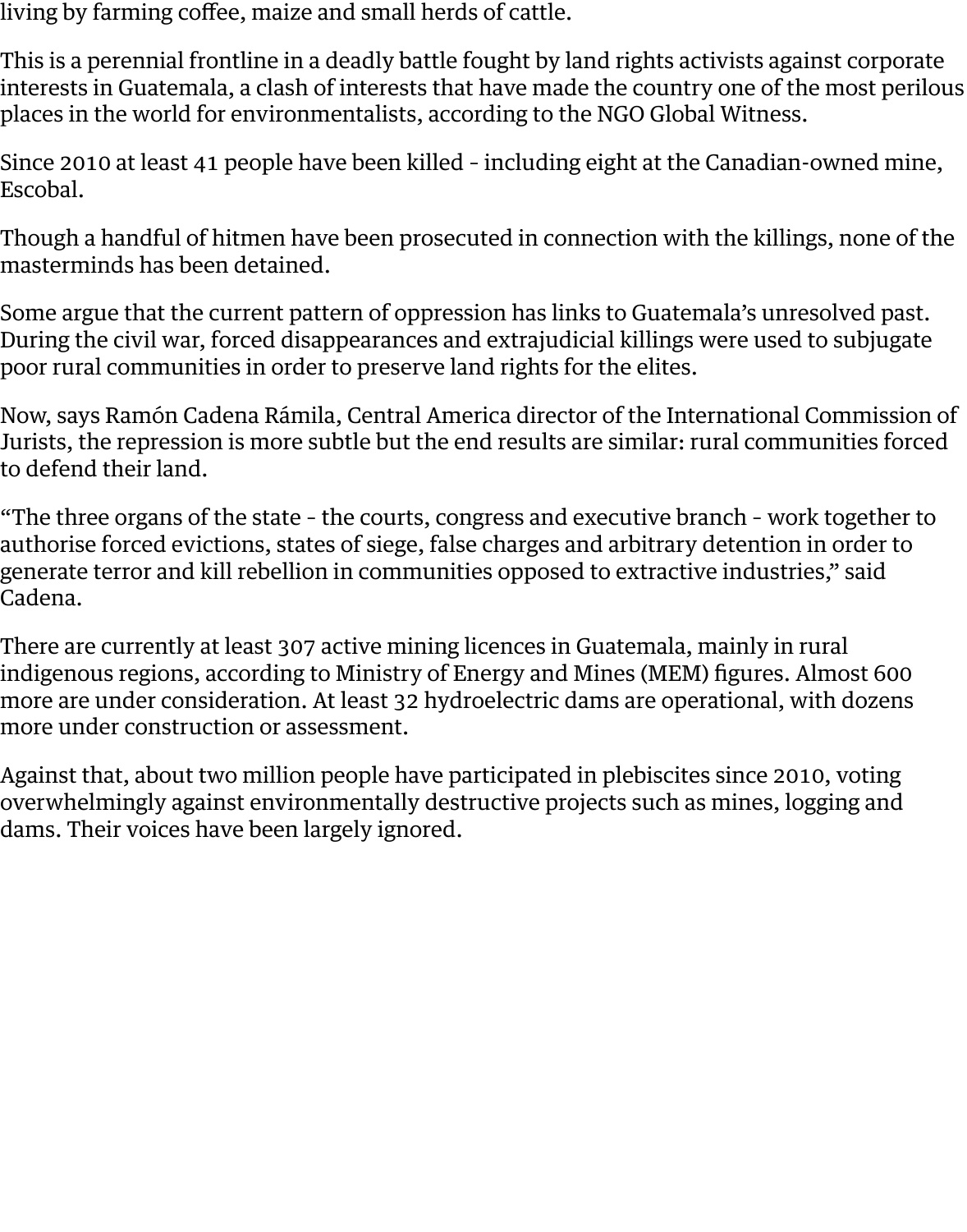living by farming coffee, maize and small herds of cattle.

This is a perennial frontline in a deadly battle fought by land rights activists against corporate interests in Guatemala, a clash of interests that have made the country one of the most perilous places in the world for environmentalists, according to the NGO Global Witness.

Since 2010 at least 41 people have been killed - including eight at the Canadian-owned mine, Escobal.

Though a handful of hitmen have been prosecuted in connection with the killings, none of the masterminds has been detained.

Some argue that the current pattern of oppression has links to Guatemala's unresolved past. During the civil war, forced disappearances and extrajudicial killings were used to subjugate poor rural communities in order to preserve land rights for the elites.

Now, says Ramón Cadena Rámila, Central America director of the International Commission of Jurists, the repression is more subtle but the end results are similar: rural communities forced to defend their land.

"The three organs of the state - the courts, congress and executive branch - work together to authorise forced evictions, states of siege, false charges and arbitrary detention in order to generate terror and kill rebellion in communities opposed to extractive industries," said Cadena.

There are currently at least 307 active mining licences in Guatemala, mainly in rural indigenous regions, according to Ministry of Energy and Mines (MEM) figures. Almost 600 more are under consideration. At least 32 hydroelectric dams are operational, with dozens more under construction or assessment.

Against that, about two million people have participated in plebiscites since 2010, voting overwhelmingly against environmentally destructive projects such as mines, logging and dams. Their voices have been largely ignored.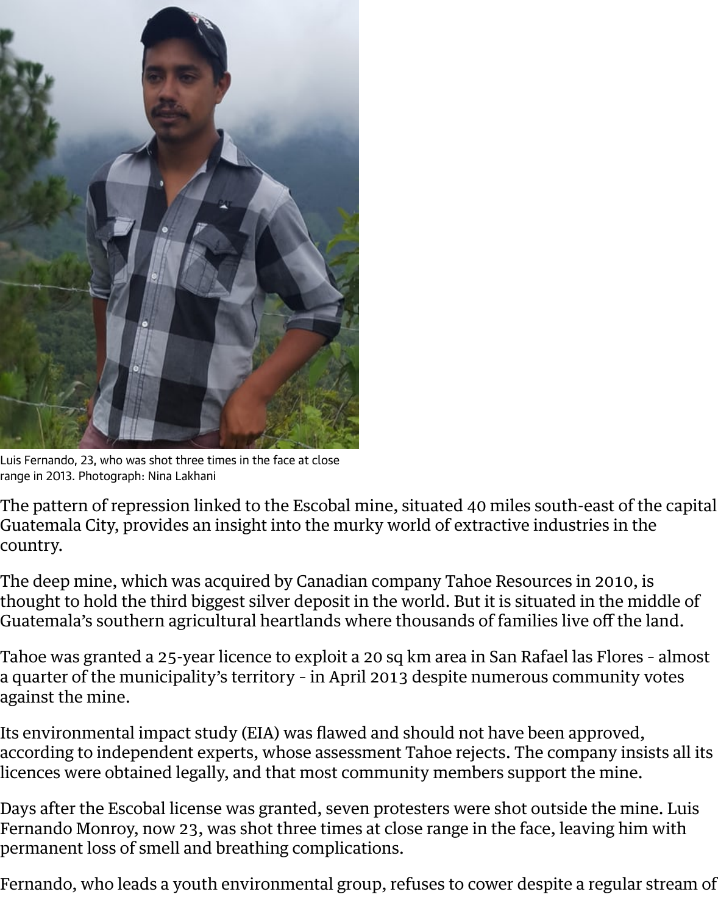Luis Fernando, 23, who was shot three times in the face at close range in 2013. Photograph: Nina Lakhani

The pattern of repression linked to the Escobal mine, situated 40 miles south-east of the capital Guatemala City, provides an insight into the murky world of extractive industries in the country.

The deep mine, which was acquired by Canadian company Tahoe Resources in 2010, is thought to hold the third biggest silver deposit in the world. But it is situated in the middle of Guatemala's southern agricultural heartlands where thousands of families live off the land.

Tahoe was granted a 25-year licence to exploit a 20 sq km area in San Rafael las Flores - almost a quarter of the municipality's territory - in April 2013 despite numerous community votes against the mine.

Its environmental impact study (EIA) was flawed and should not have been approved, according to independent experts, whose assessment Tahoe rejects. The company insists all its licences were obtained legally, and that most community members support the mine.

Days after the Escobal license was granted, seven protesters were shot outside the mine. Luis Fernando Monroy, now 23, was shot three times at close range in the face, leaving him with permanent loss of smell and breathing complications.

Fernando, who leads a youth environmental group, refuses to cower despite a regular stream of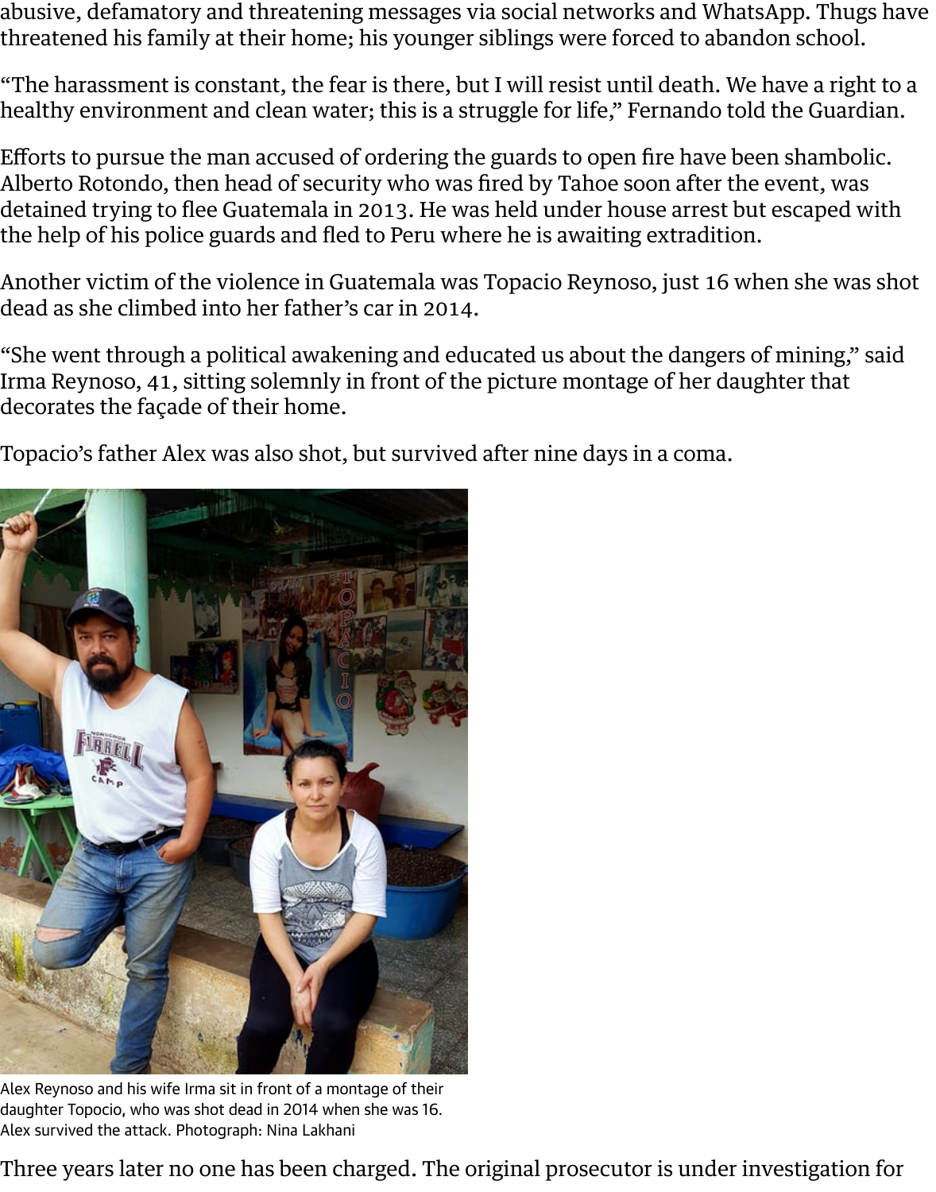abusive, defamatory and threatening messages via social networks and WhatsApp. Thugs have threatened his family at their home; his younger siblings were forced to abandon school.

"The harassment is constant, the fear is there, but I will resist until death. We have a right to a healthy environment and clean water; this is a struggle for life," Fernando told the Guardian.

Efforts to pursue the man accused of ordering the guards to open fire have been shambolic. Alberto Rotondo, then head of security who was fired by Tahoe soon after the event, was detained trying to flee Guatemala in 2013. He was held under house arrest but escaped with the help of his police guards and fled to Peru where he is awaiting extradition.

Another victim of the violence in Guatemala was Topacio Reynoso, just 16 when she was shot dead as she climbed into her father's car in 2014.

"She went through a political awakening and educated us about the dangers of mining," said Irma Reynoso, 41, sitting solemnly in front of the picture montage of her daughter that decorates the façade of their home.

Topacio's father Alex was also shot, but survived after nine days in a coma.

Alex Reynoso and his wife Irma sit in front of a montage of their daughter Topocio, who was shot dead in 2014 when she was 16. Alex survived the attack. Photograph: Nina Lakhani

Three years later no one has been charged. The original prosecutor is under investigation for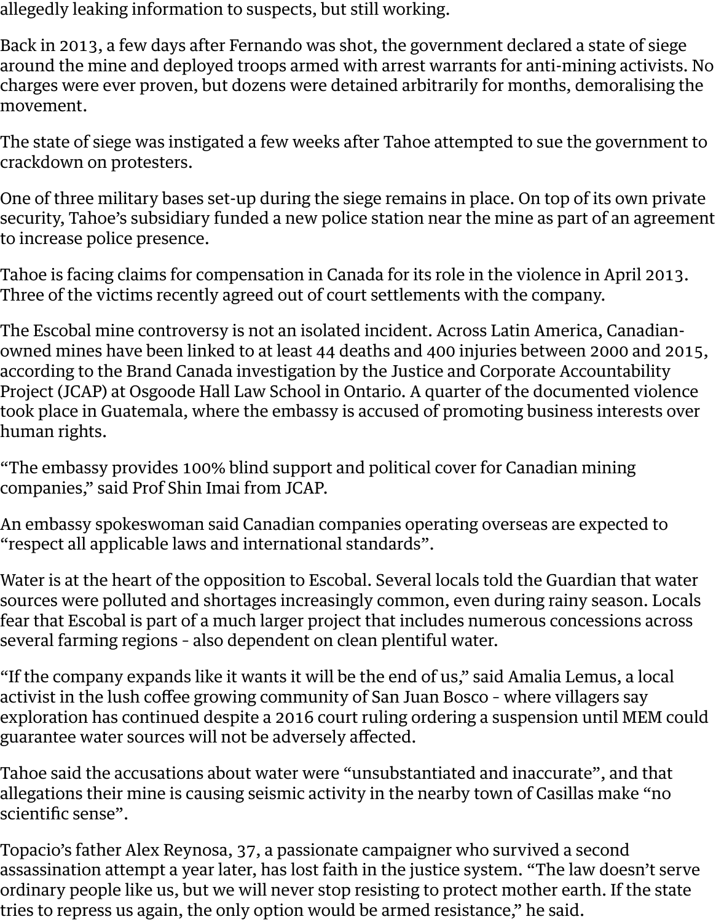allegedly leaking information to suspects, but still working.

Back in 2013, a few days after Fernando was shot, the government declared a state of siege around the mine and deployed troops armed with arrest warrants for anti-mining activists. No charges were ever proven, but dozens were detained arbitrarily for months, demoralising the movement.

The state of siege was instigated a few weeks after Tahoe attempted to sue the government to crackdown on protesters.

One of three military bases set-up during the siege remains in place. On top of its own private security, Tahoe's subsidiary funded a new police station near the mine as part of an agreement to increase police presence.

Tahoe is facing claims for compensation in Canada for its role in the violence in April 2013. Three of the victims recently agreed out of court settlements with the company.

The Escobal mine controversy is not an isolated incident. Across Latin America, Canadian-owned mines have been linked to at least 44 deaths and 400 injuries between 2000 and 2015, according to the Brand Canada investigation by the Justice and Corporate Accountability Project (JCAP) at Osgoode Hall Law School in Ontario. A quarter of the documented violence took place in Guatemala, where the embassy is accused of promoting business interests over human rights.

"The embassy provides 100% blind support and political cover for Canadian mining companies," said Prof Shin Imai from JCAP.

An embassy spokeswoman said Canadian companies operating overseas are expected to "respect all applicable laws and international standards".

Water is at the heart of the opposition to Escobal. Several locals told the Guardian that water sources were polluted and shortages increasingly common, even during rainy season. Locals fear that Escobal is part of a much larger project that includes numerous concessions across several farming regions - also dependent on clean plentiful water.

"If the company expands like it wants it will be the end of us," said Amalia Lemus, a local activist in the lush coffee growing community of San Juan Bosco - where villagers say exploration has continued despite a 2016 court ruling ordering a suspension until MEM could guarantee water sources will not be adversely affected.

Tahoe said the accusations about water were "unsubstantiated and inaccurate", and that allegations their mine is causing seismic activity in the nearby town of Casillas make "no scientific sense".

Topacio's father Alex Reynosa, 37, a passionate campaigner who survived a second assassination attempt a year later, has lost faith in the justice system. "The law doesn't serve ordinary people like us, but we will never stop resisting to protect mother earth. If the state tries to repress us again, the only option would be armed resistance," he said.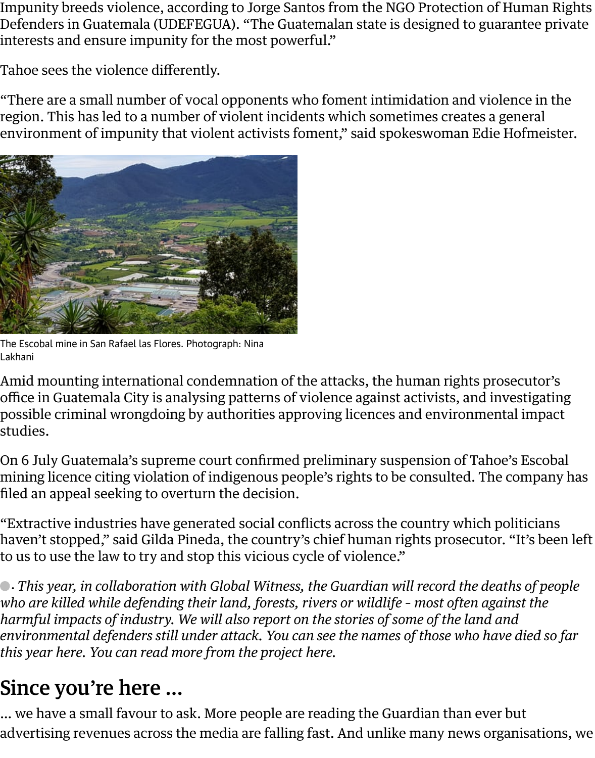Impunity breeds violence, according to Jorge Santos from the NGO Protection of Human Rights Defenders in Guatemala (UDEFEGUA). “The Guatemalan state is designed to guarantee private interests and ensure impunity for the most powerful.”

Tahoe sees the violence differently.

“There are a small number of vocal opponents who foment intimidation and violence in the region. This has led to a number of violent incidents which sometimes creates a general environment of impunity that violent activists foment,” said spokeswoman Edie Hofmeister.

The Escobal mine in San Rafael las Flores. Photograph: Nina Lakhani

Amid mounting international condemnation of the attacks, the human rights prosecutor’s office in Guatemala City is analysing patterns of violence against activists, and investigating possible criminal wrongdoing by authorities approving licences and environmental impact studies.

On 6 July Guatemala’s supreme court confirmed preliminary suspension of Tahoe’s Escobal mining licence citing violation of indigenous people’s rights to be consulted. The company has filed an appeal seeking to overturn the decision.

“Extractive industries have generated social conflicts across the country which politicians haven’t stopped,” said Gilda Pineda, the country’s chief human rights prosecutor. “It’s been left to us to use the law to try and stop this vicious cycle of violence.”

• *This year, in collaboration with Global Witness, the Guardian will record the deaths of people who are killed while defending their land, forests, rivers or wildlife – most often against the harmful impacts of industry. We will also report on the stories of some of the land and environmental defenders still under attack. You can see the names of those who have died so far this year here. You can read more from the project here.*

## Since you’re here …

… we have a small favour to ask. More people are reading the Guardian than ever but advertising revenues across the media are falling fast. And unlike many news organisations, we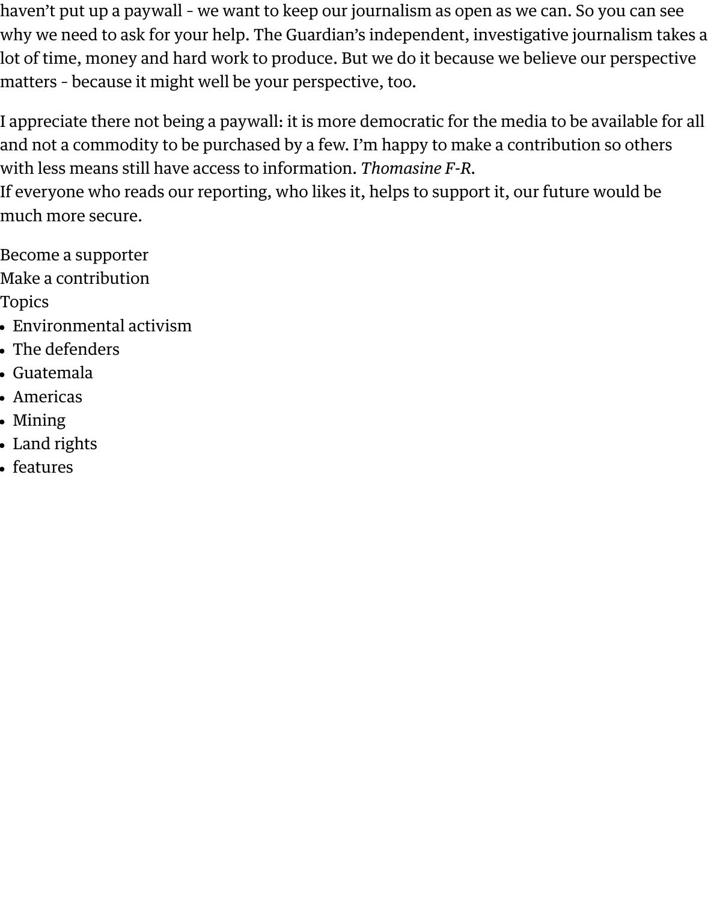haven't put up a paywall - we want to keep our journalism as open as we can. So you can see why we need to ask for your help. The Guardian's independent, investigative journalism takes a lot of time, money and hard work to produce. But we do it because we believe our perspective matters - because it might well be your perspective, too.

I appreciate there not being a paywall: it is more democratic for the media to be available for all and not a commodity to be purchased by a few. I'm happy to make a contribution so others with less means still have access to information. *Thomasine F-R.*
If everyone who reads our reporting, who likes it, helps to support it, our future would be much more secure.

Become a supporter
Make a contribution
Topics

- Environmental activism
- The defenders
- Guatemala
- Americas
- Mining
- Land rights
- features